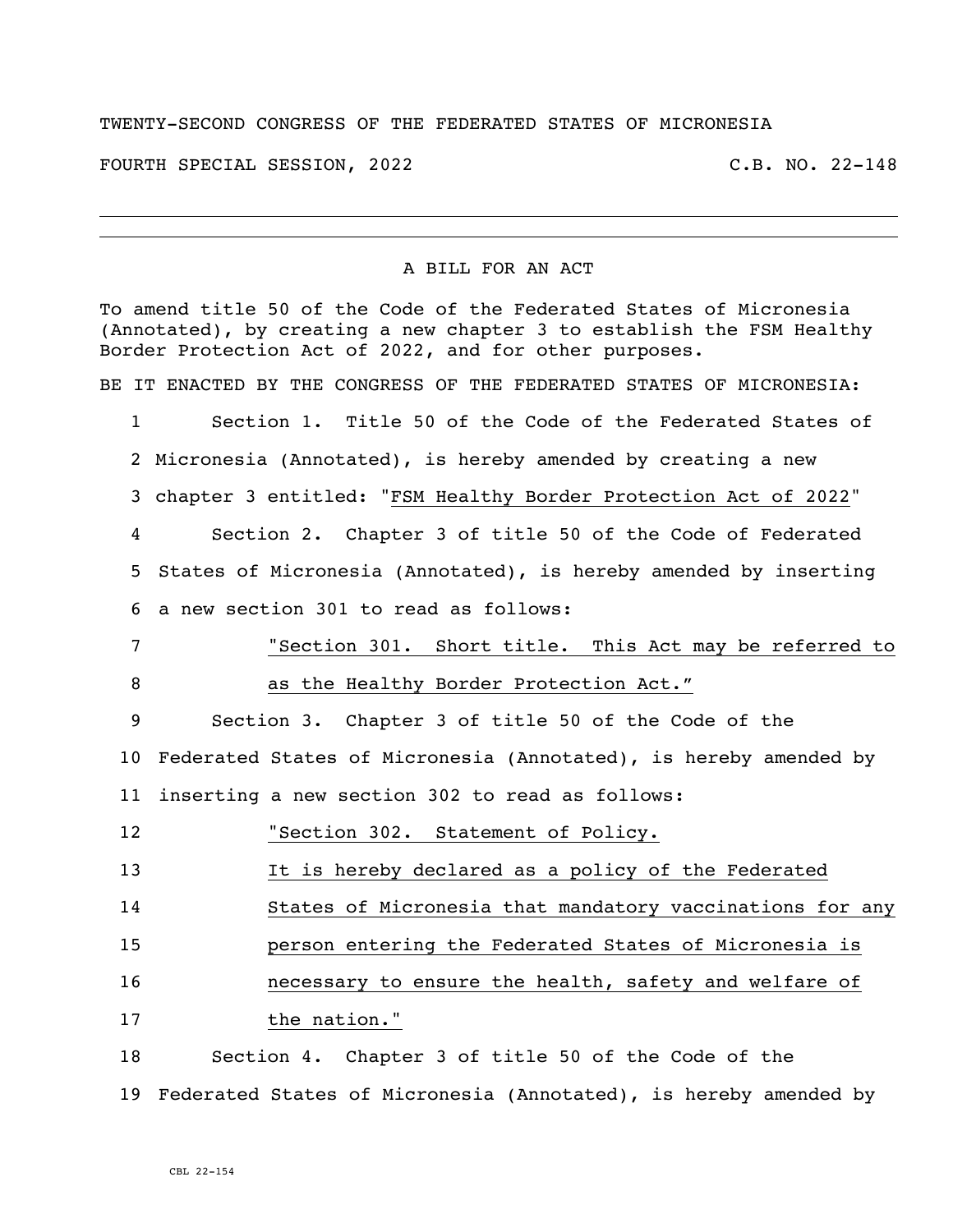TWENTY-SECOND CONGRESS OF THE FEDERATED STATES OF MICRONESIA

FOURTH SPECIAL SESSION, 2022 C.B. NO. 22-148

---

A BILL FOR AN ACT

To amend title 50 of the Code of the Federated States of Micronesia (Annotated), by creating a new chapter 3 to establish the FSM Healthy Border Protection Act of 2022, and for other purposes.

BE IT ENACTED BY THE CONGRESS OF THE FEDERATED STATES OF MICRONESIA:

1 Section 1. Title 50 of the Code of the Federated States of
2 Micronesia (Annotated), is hereby amended by creating a new
3 chapter 3 entitled: "FSM Healthy Border Protection Act of 2022"
4 Section 2. Chapter 3 of title 50 of the Code of Federated
5 States of Micronesia (Annotated), is hereby amended by inserting
6 a new section 301 to read as follows:
7 "Section 301. Short title. This Act may be referred to
8 as the Healthy Border Protection Act."
9 Section 3. Chapter 3 of title 50 of the Code of the
10 Federated States of Micronesia (Annotated), is hereby amended by
11 inserting a new section 302 to read as follows:
12 "Section 302. Statement of Policy.
13 It is hereby declared as a policy of the Federated
14 States of Micronesia that mandatory vaccinations for any
15 person entering the Federated States of Micronesia is
16 necessary to ensure the health, safety and welfare of
17 the nation."
18 Section 4. Chapter 3 of title 50 of the Code of the
19 Federated States of Micronesia (Annotated), is hereby amended by

CBL 22-154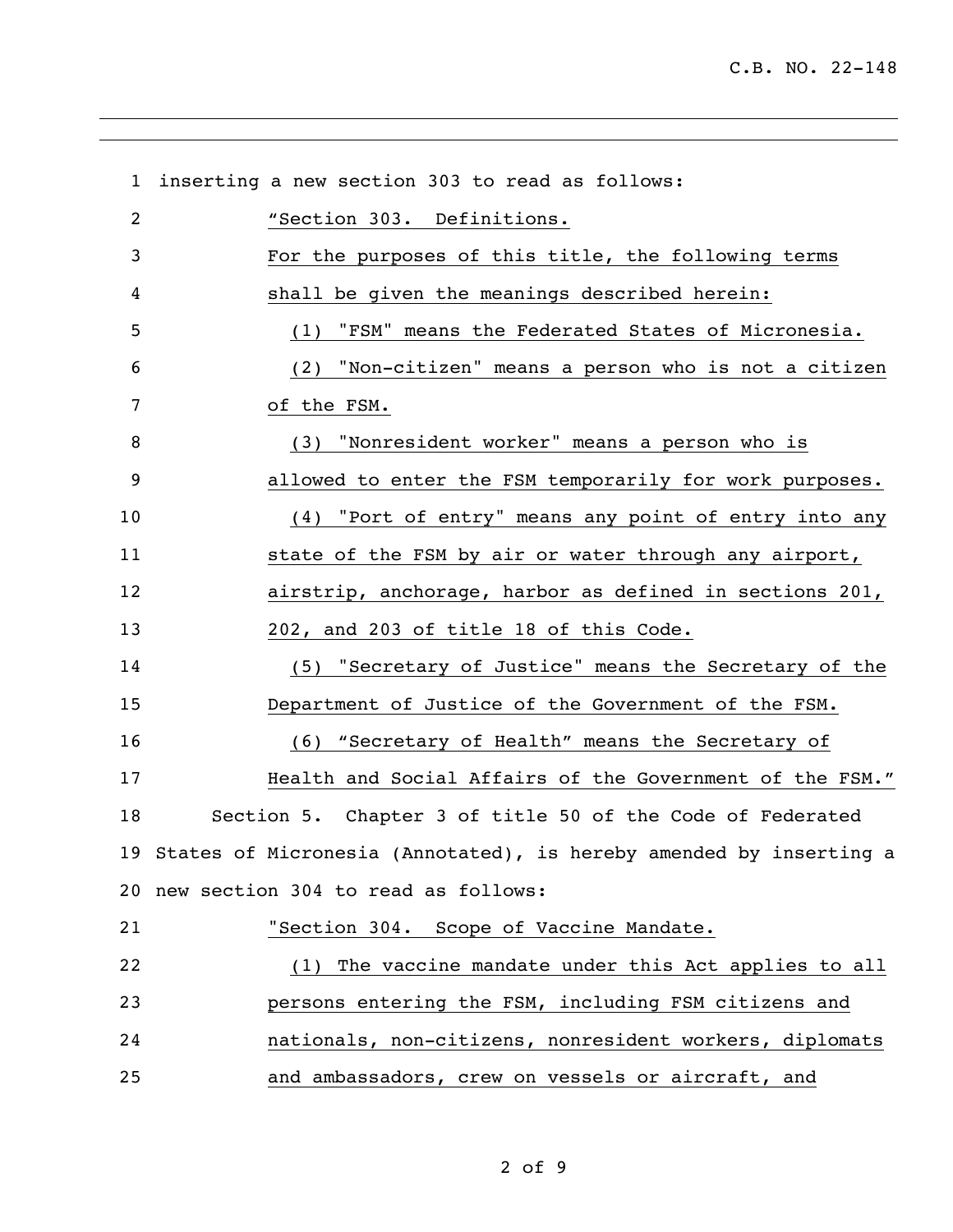inserting a new section 303 to read as follows:

"Section 303. Definitions.

For the purposes of this title, the following terms shall be given the meanings described herein:

(1) "FSM" means the Federated States of Micronesia.

(2) "Non-citizen" means a person who is not a citizen of the FSM.

(3) "Nonresident worker" means a person who is allowed to enter the FSM temporarily for work purposes.

(4) "Port of entry" means any point of entry into any state of the FSM by air or water through any airport, airstrip, anchorage, harbor as defined in sections 201, 202, and 203 of title 18 of this Code.

(5) "Secretary of Justice" means the Secretary of the Department of Justice of the Government of the FSM.

(6) "Secretary of Health" means the Secretary of Health and Social Affairs of the Government of the FSM."

Section 5. Chapter 3 of title 50 of the Code of Federated States of Micronesia (Annotated), is hereby amended by inserting a new section 304 to read as follows:

"Section 304. Scope of Vaccine Mandate.

(1) The vaccine mandate under this Act applies to all persons entering the FSM, including FSM citizens and nationals, non-citizens, nonresident workers, diplomats and ambassadors, crew on vessels or aircraft, and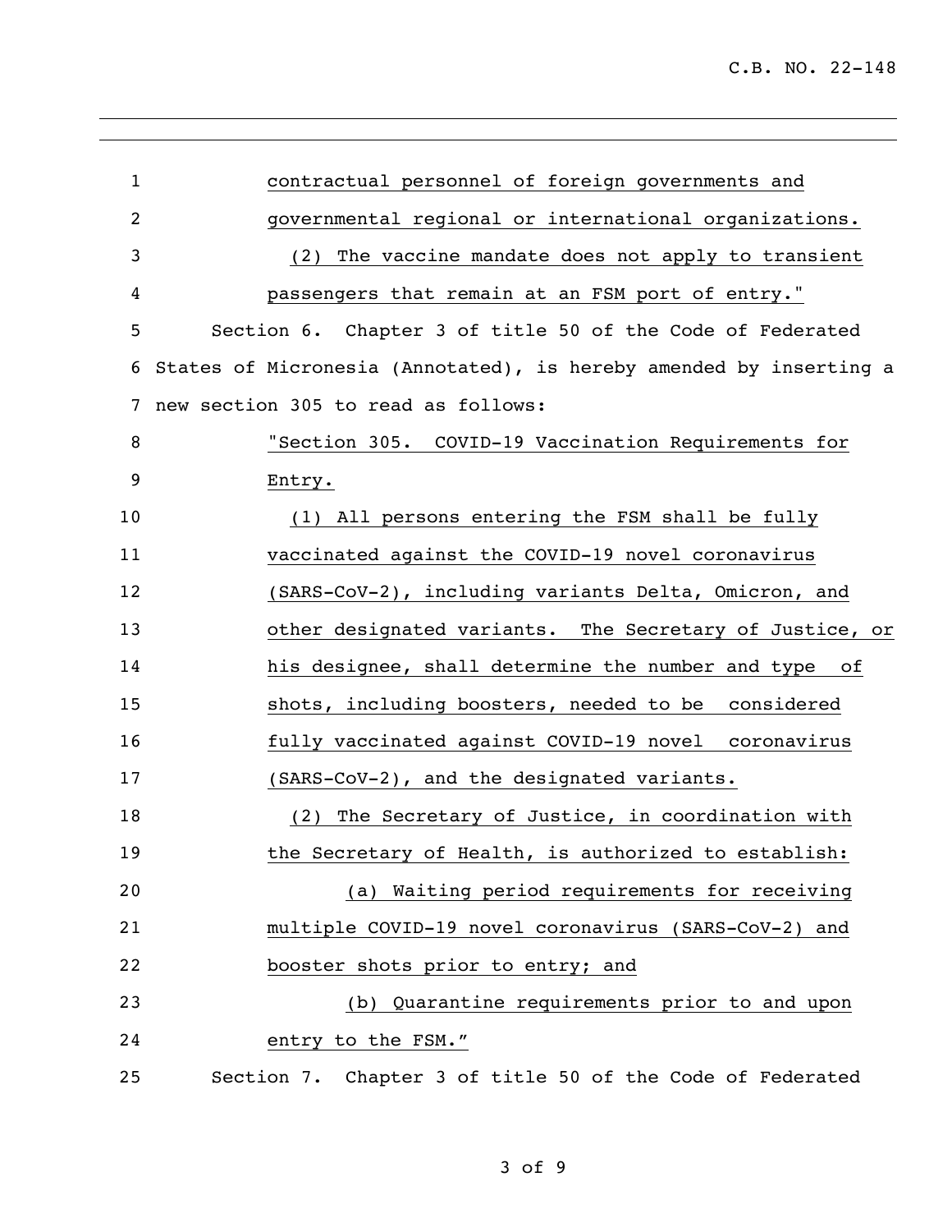contractual personnel of foreign governments and governmental regional or international organizations.

(2) The vaccine mandate does not apply to transient passengers that remain at an FSM port of entry."

Section 6. Chapter 3 of title 50 of the Code of Federated States of Micronesia (Annotated), is hereby amended by inserting a new section 305 to read as follows:

"Section 305. COVID-19 Vaccination Requirements for Entry.

(1) All persons entering the FSM shall be fully vaccinated against the COVID-19 novel coronavirus (SARS-CoV-2), including variants Delta, Omicron, and other designated variants. The Secretary of Justice, or his designee, shall determine the number and type of shots, including boosters, needed to be considered fully vaccinated against COVID-19 novel coronavirus (SARS-CoV-2), and the designated variants.

(2) The Secretary of Justice, in coordination with the Secretary of Health, is authorized to establish:

(a) Waiting period requirements for receiving multiple COVID-19 novel coronavirus (SARS-CoV-2) and booster shots prior to entry; and

(b) Quarantine requirements prior to and upon entry to the FSM."

Section 7. Chapter 3 of title 50 of the Code of Federated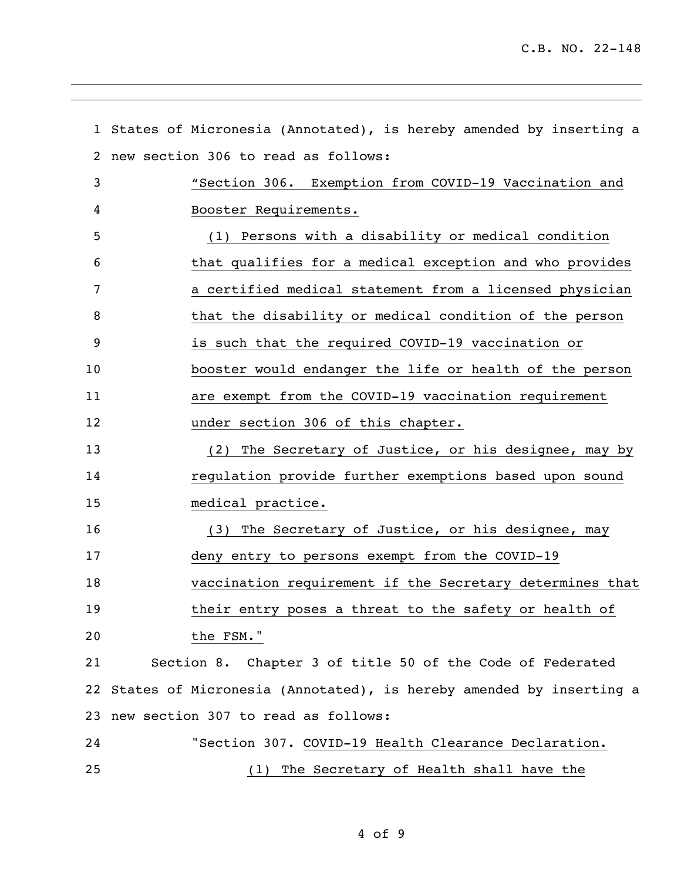States of Micronesia (Annotated), is hereby amended by inserting a new section 306 to read as follows:

"Section 306. Exemption from COVID-19 Vaccination and Booster Requirements.

(1) Persons with a disability or medical condition that qualifies for a medical exception and who provides a certified medical statement from a licensed physician that the disability or medical condition of the person is such that the required COVID-19 vaccination or booster would endanger the life or health of the person are exempt from the COVID-19 vaccination requirement under section 306 of this chapter.

(2) The Secretary of Justice, or his designee, may by regulation provide further exemptions based upon sound medical practice.

(3) The Secretary of Justice, or his designee, may deny entry to persons exempt from the COVID-19 vaccination requirement if the Secretary determines that their entry poses a threat to the safety or health of the FSM."

Section 8. Chapter 3 of title 50 of the Code of Federated States of Micronesia (Annotated), is hereby amended by inserting a new section 307 to read as follows:

"Section 307. COVID-19 Health Clearance Declaration.

(1) The Secretary of Health shall have the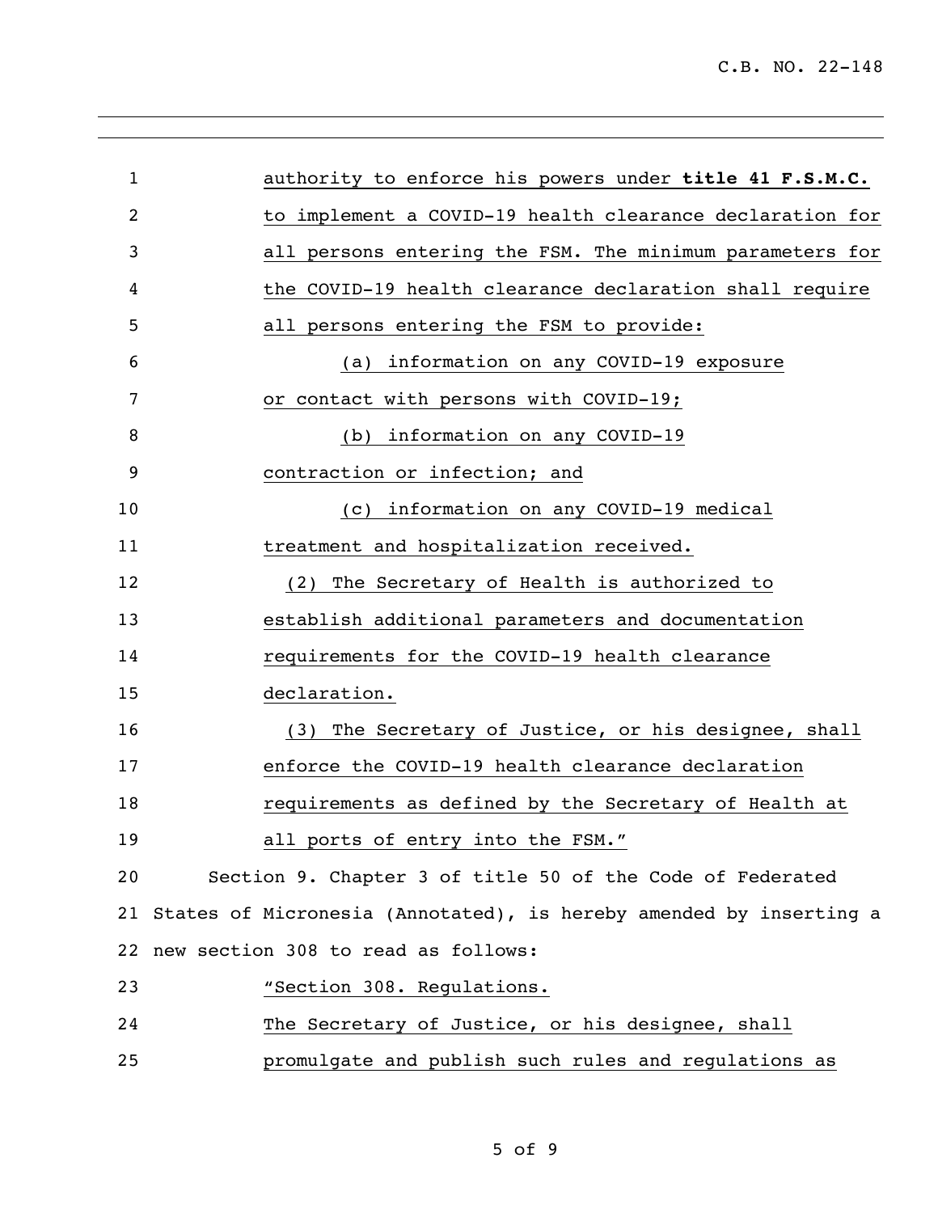authority to enforce his powers under **title 41 F.S.M.C.** to implement a COVID-19 health clearance declaration for all persons entering the FSM. The minimum parameters for the COVID-19 health clearance declaration shall require all persons entering the FSM to provide:

(a) information on any COVID-19 exposure or contact with persons with COVID-19;

(b) information on any COVID-19 contraction or infection; and

(c) information on any COVID-19 medical treatment and hospitalization received.

(2) The Secretary of Health is authorized to establish additional parameters and documentation requirements for the COVID-19 health clearance declaration.

(3) The Secretary of Justice, or his designee, shall enforce the COVID-19 health clearance declaration requirements as defined by the Secretary of Health at all ports of entry into the FSM."

Section 9. Chapter 3 of title 50 of the Code of Federated States of Micronesia (Annotated), is hereby amended by inserting a new section 308 to read as follows:

"Section 308. Regulations.

The Secretary of Justice, or his designee, shall promulgate and publish such rules and regulations as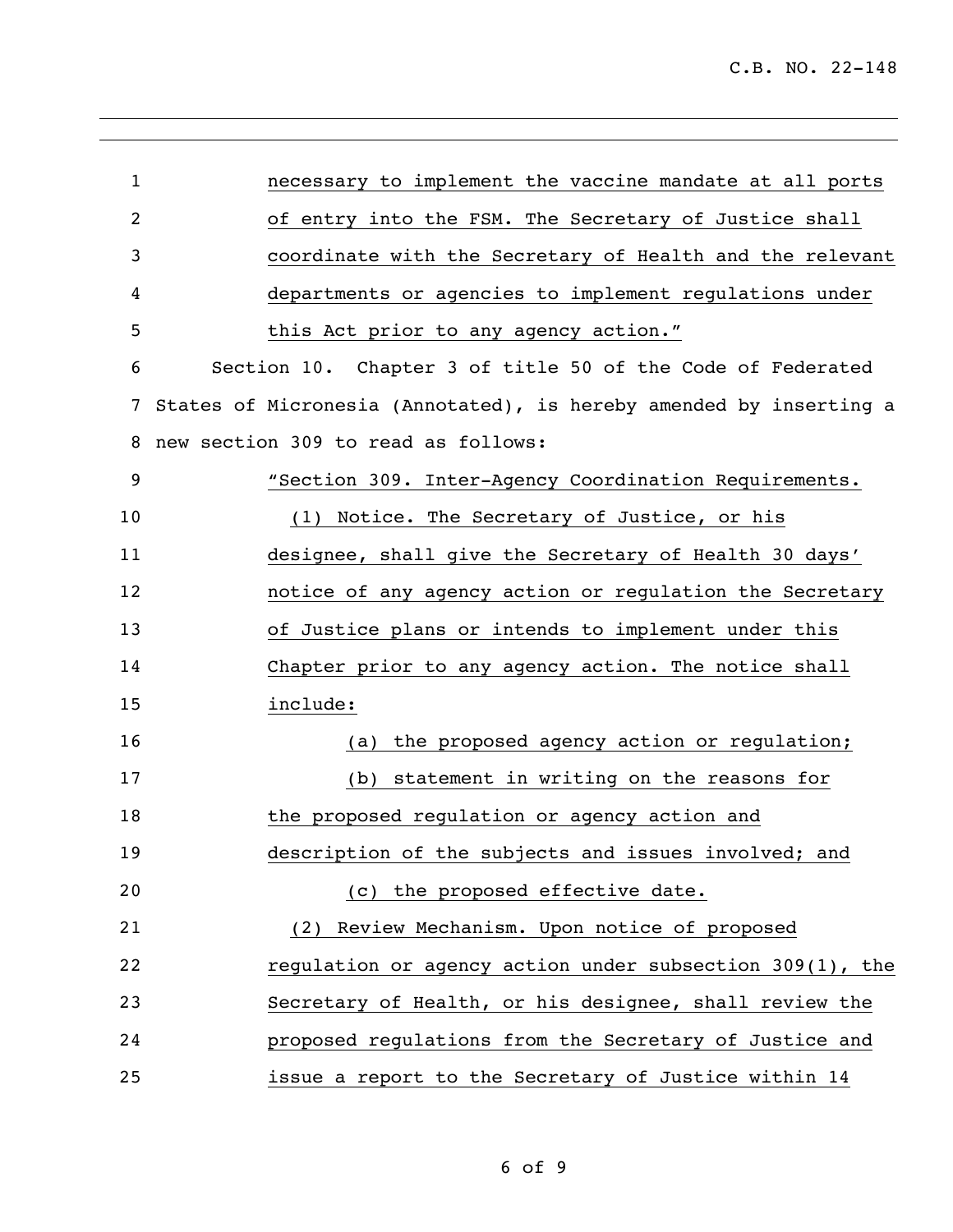necessary to implement the vaccine mandate at all ports of entry into the FSM. The Secretary of Justice shall coordinate with the Secretary of Health and the relevant departments or agencies to implement regulations under this Act prior to any agency action."

Section 10. Chapter 3 of title 50 of the Code of Federated States of Micronesia (Annotated), is hereby amended by inserting a new section 309 to read as follows:

"Section 309. Inter-Agency Coordination Requirements.

(1) Notice. The Secretary of Justice, or his designee, shall give the Secretary of Health 30 days' notice of any agency action or regulation the Secretary of Justice plans or intends to implement under this Chapter prior to any agency action. The notice shall include:

(a) the proposed agency action or regulation;

(b) statement in writing on the reasons for the proposed regulation or agency action and description of the subjects and issues involved; and

(c) the proposed effective date.

(2) Review Mechanism. Upon notice of proposed regulation or agency action under subsection 309(1), the Secretary of Health, or his designee, shall review the proposed regulations from the Secretary of Justice and issue a report to the Secretary of Justice within 14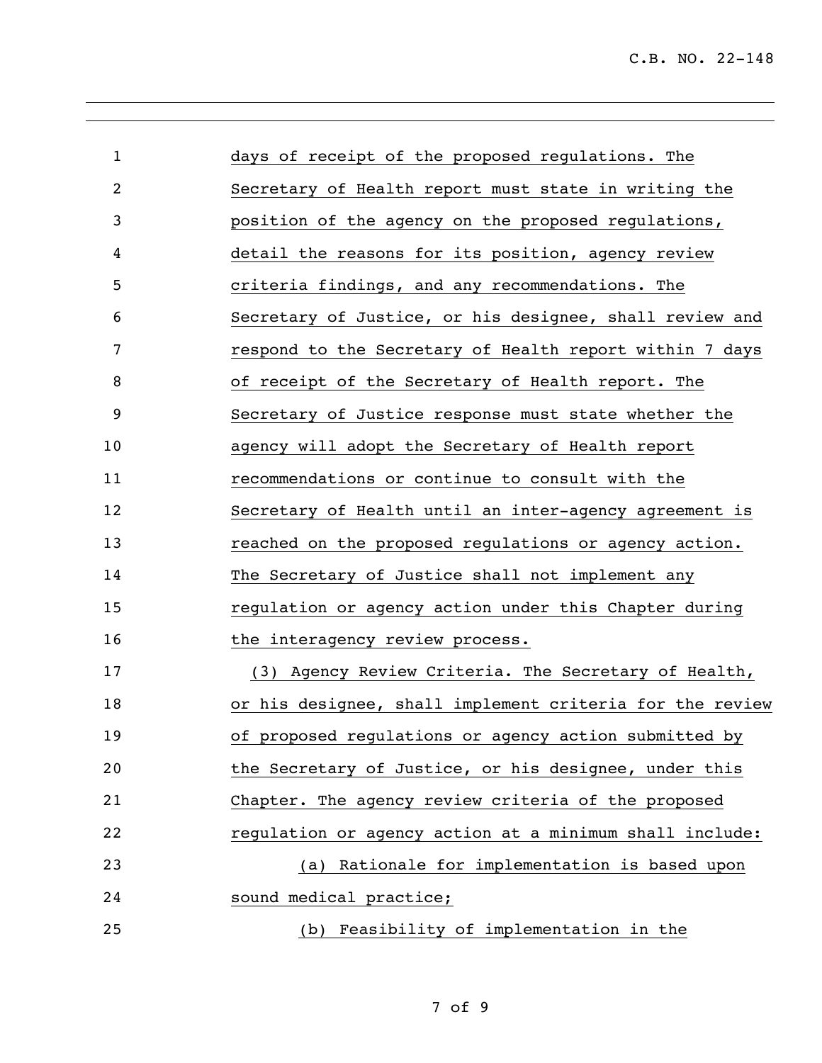days of receipt of the proposed regulations. The Secretary of Health report must state in writing the position of the agency on the proposed regulations, detail the reasons for its position, agency review criteria findings, and any recommendations. The Secretary of Justice, or his designee, shall review and respond to the Secretary of Health report within 7 days of receipt of the Secretary of Health report. The Secretary of Justice response must state whether the agency will adopt the Secretary of Health report recommendations or continue to consult with the Secretary of Health until an inter-agency agreement is reached on the proposed regulations or agency action. The Secretary of Justice shall not implement any regulation or agency action under this Chapter during the interagency review process.

(3) Agency Review Criteria. The Secretary of Health, or his designee, shall implement criteria for the review of proposed regulations or agency action submitted by the Secretary of Justice, or his designee, under this Chapter. The agency review criteria of the proposed regulation or agency action at a minimum shall include:

(a) Rationale for implementation is based upon sound medical practice;

(b) Feasibility of implementation in the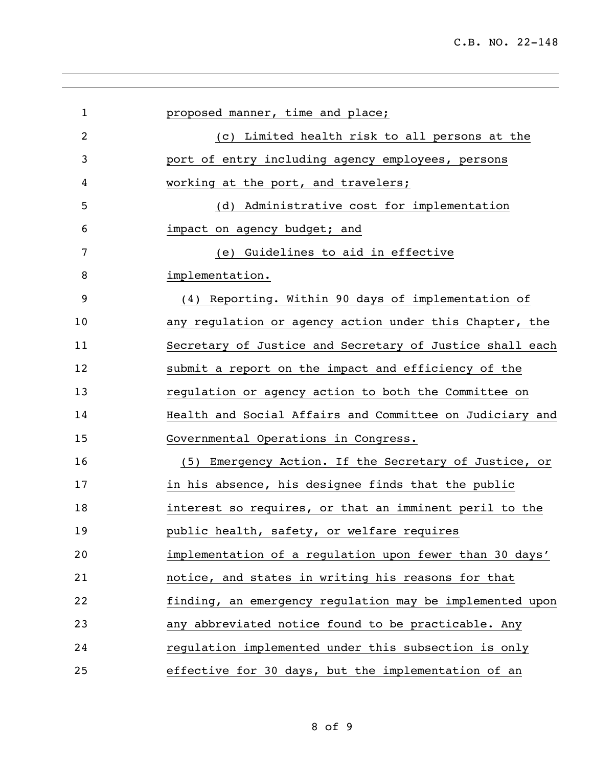proposed manner, time and place;

(c) Limited health risk to all persons at the port of entry including agency employees, persons working at the port, and travelers;

(d) Administrative cost for implementation impact on agency budget; and

(e) Guidelines to aid in effective implementation.

(4) Reporting. Within 90 days of implementation of any regulation or agency action under this Chapter, the Secretary of Justice and Secretary of Justice shall each submit a report on the impact and efficiency of the regulation or agency action to both the Committee on Health and Social Affairs and Committee on Judiciary and Governmental Operations in Congress.

(5) Emergency Action. If the Secretary of Justice, or in his absence, his designee finds that the public interest so requires, or that an imminent peril to the public health, safety, or welfare requires implementation of a regulation upon fewer than 30 days' notice, and states in writing his reasons for that finding, an emergency regulation may be implemented upon any abbreviated notice found to be practicable. Any regulation implemented under this subsection is only effective for 30 days, but the implementation of an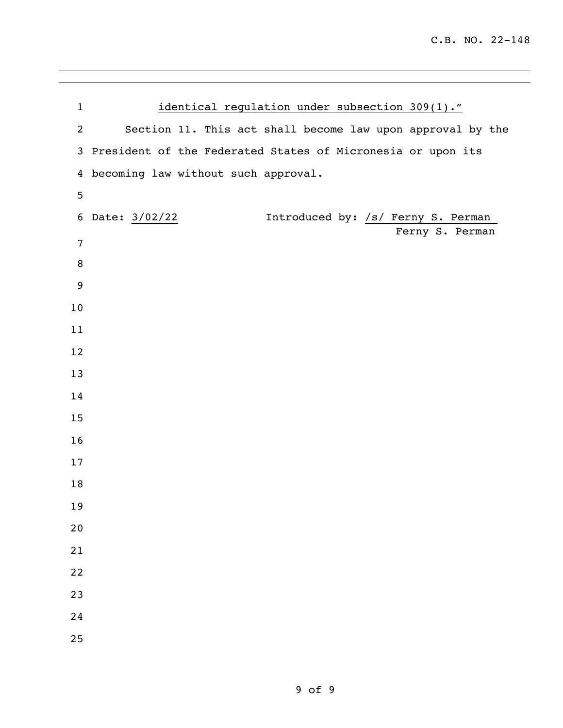identical regulation under subsection 309(1)."

Section 11. This act shall become law upon approval by the President of the Federated States of Micronesia or upon its becoming law without such approval.

Date: 3/02/22 Introduced by: /s/ Ferny S. Perman
Ferny S. Perman